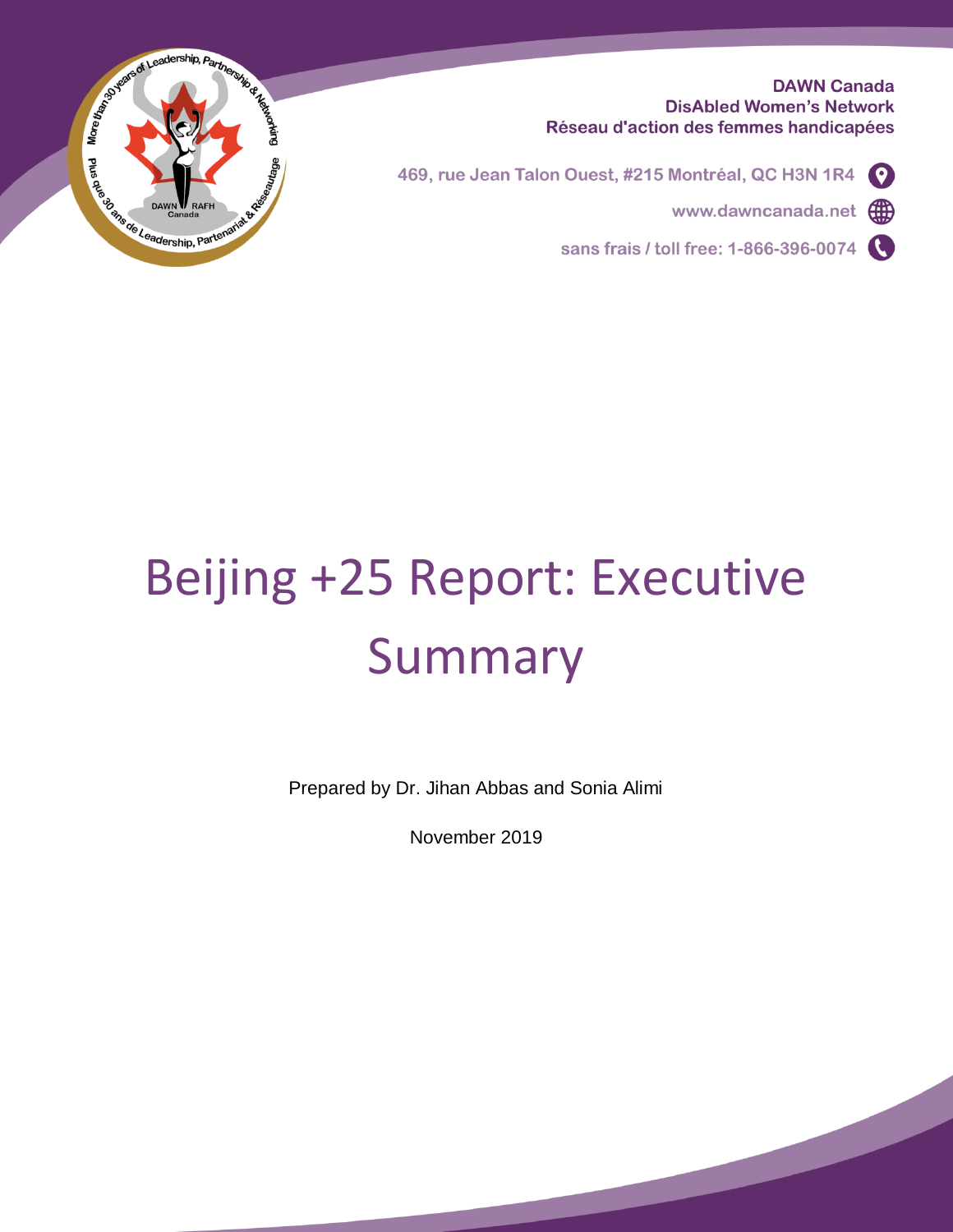DAWN Canada
DisAbled Women's Network
Réseau d'action des femmes handicapées

469, rue Jean Talon Ouest, #215 Montréal, QC H3N 1R4

www.dawncanada.net

sans frais / toll free: 1-866-396-0074

# Beijing +25 Report: Executive Summary

Prepared by Dr. Jihan Abbas and Sonia Alimi

November 2019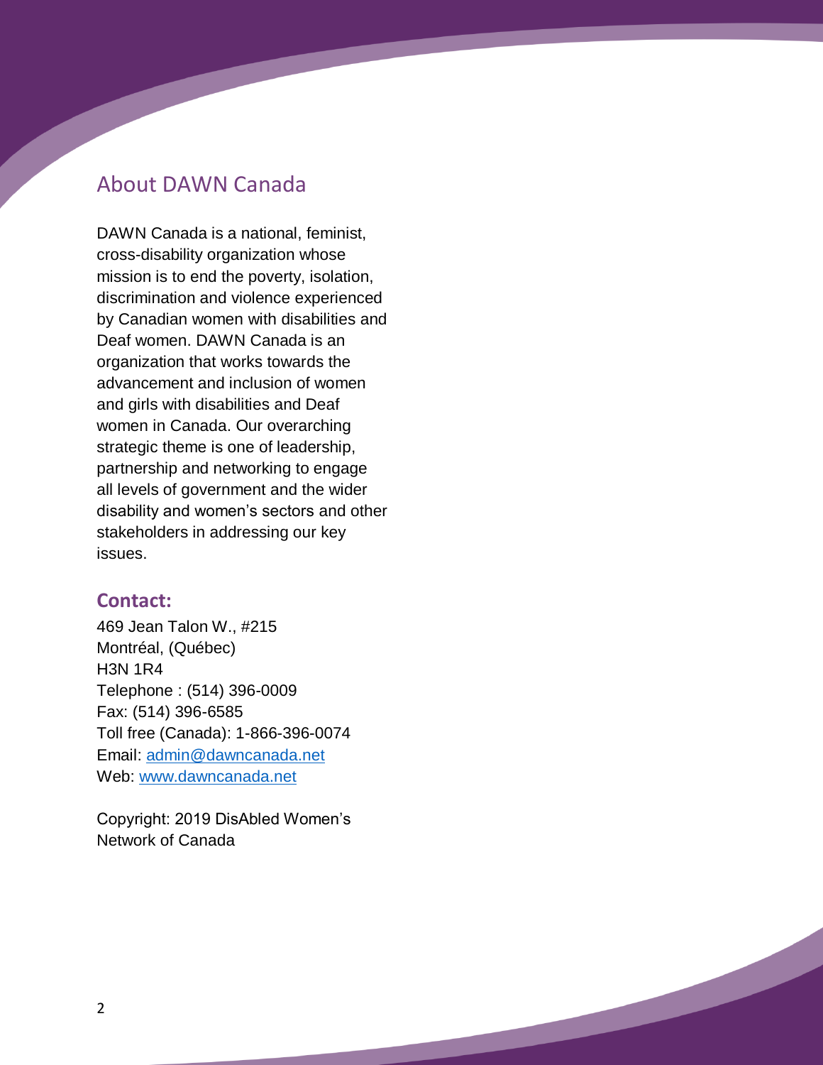## About DAWN Canada

DAWN Canada is a national, feminist, cross-disability organization whose mission is to end the poverty, isolation, discrimination and violence experienced by Canadian women with disabilities and Deaf women. DAWN Canada is an organization that works towards the advancement and inclusion of women and girls with disabilities and Deaf women in Canada. Our overarching strategic theme is one of leadership, partnership and networking to engage all levels of government and the wider disability and women's sectors and other stakeholders in addressing our key issues.

### Contact:

469 Jean Talon W., #215
Montréal, (Québec)
H3N 1R4
Telephone : (514) 396-0009
Fax: (514) 396-6585
Toll free (Canada): 1-866-396-0074
Email: admin@dawncanada.net
Web: www.dawncanada.net

Copyright: 2019 DisAbled Women's Network of Canada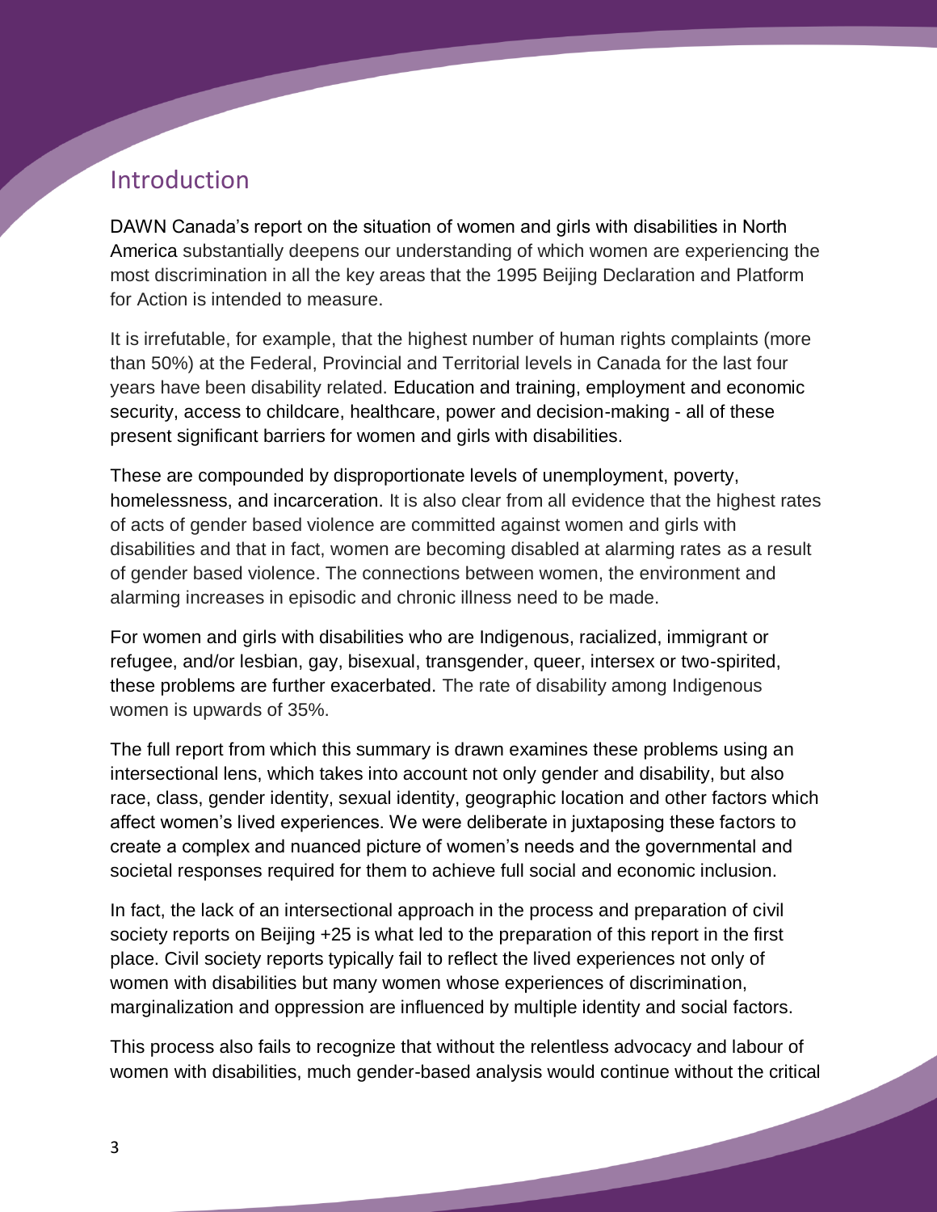## Introduction

DAWN Canada's report on the situation of women and girls with disabilities in North America substantially deepens our understanding of which women are experiencing the most discrimination in all the key areas that the 1995 Beijing Declaration and Platform for Action is intended to measure.

It is irrefutable, for example, that the highest number of human rights complaints (more than 50%) at the Federal, Provincial and Territorial levels in Canada for the last four years have been disability related. Education and training, employment and economic security, access to childcare, healthcare, power and decision-making - all of these present significant barriers for women and girls with disabilities.

These are compounded by disproportionate levels of unemployment, poverty, homelessness, and incarceration. It is also clear from all evidence that the highest rates of acts of gender based violence are committed against women and girls with disabilities and that in fact, women are becoming disabled at alarming rates as a result of gender based violence. The connections between women, the environment and alarming increases in episodic and chronic illness need to be made.

For women and girls with disabilities who are Indigenous, racialized, immigrant or refugee, and/or lesbian, gay, bisexual, transgender, queer, intersex or two-spirited, these problems are further exacerbated. The rate of disability among Indigenous women is upwards of 35%.

The full report from which this summary is drawn examines these problems using an intersectional lens, which takes into account not only gender and disability, but also race, class, gender identity, sexual identity, geographic location and other factors which affect women's lived experiences. We were deliberate in juxtaposing these factors to create a complex and nuanced picture of women's needs and the governmental and societal responses required for them to achieve full social and economic inclusion.

In fact, the lack of an intersectional approach in the process and preparation of civil society reports on Beijing +25 is what led to the preparation of this report in the first place. Civil society reports typically fail to reflect the lived experiences not only of women with disabilities but many women whose experiences of discrimination, marginalization and oppression are influenced by multiple identity and social factors.

This process also fails to recognize that without the relentless advocacy and labour of women with disabilities, much gender-based analysis would continue without the critical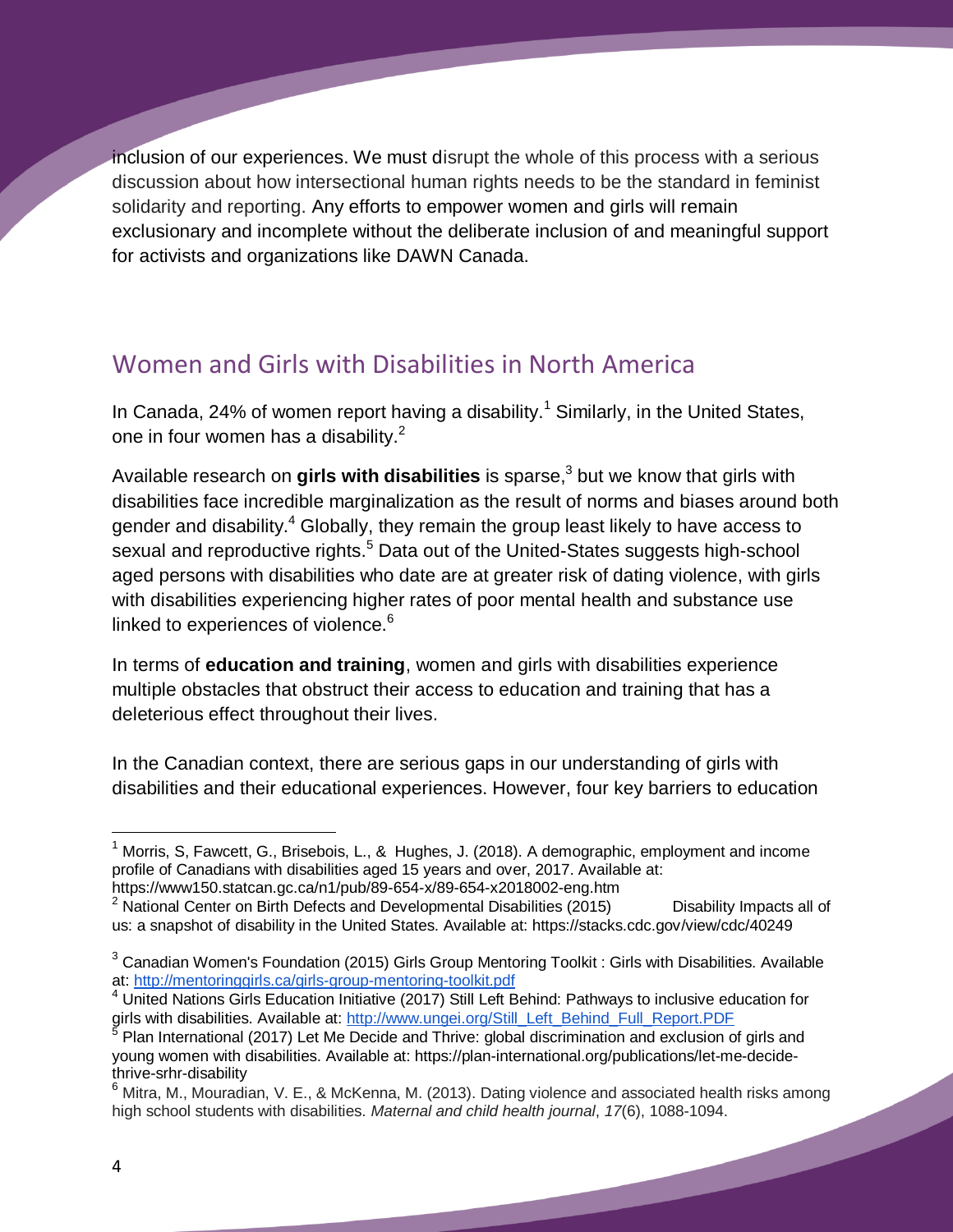inclusion of our experiences. We must disrupt the whole of this process with a serious discussion about how intersectional human rights needs to be the standard in feminist solidarity and reporting. Any efforts to empower women and girls will remain exclusionary and incomplete without the deliberate inclusion of and meaningful support for activists and organizations like DAWN Canada.

## Women and Girls with Disabilities in North America

In Canada, 24% of women report having a disability.[1] Similarly, in the United States, one in four women has a disability.[2]

Available research on **girls with disabilities** is sparse,[3] but we know that girls with disabilities face incredible marginalization as the result of norms and biases around both gender and disability.[4] Globally, they remain the group least likely to have access to sexual and reproductive rights.[5] Data out of the United-States suggests high-school aged persons with disabilities who date are at greater risk of dating violence, with girls with disabilities experiencing higher rates of poor mental health and substance use linked to experiences of violence.[6]

In terms of **education and training**, women and girls with disabilities experience multiple obstacles that obstruct their access to education and training that has a deleterious effect throughout their lives.

In the Canadian context, there are serious gaps in our understanding of girls with disabilities and their educational experiences. However, four key barriers to education

---

[1] Morris, S, Fawcett, G., Brisebois, L., & Hughes, J. (2018). A demographic, employment and income profile of Canadians with disabilities aged 15 years and over, 2017. Available at: https://www150.statcan.gc.ca/n1/pub/89-654-x/89-654-x2018002-eng.htm

[2] National Center on Birth Defects and Developmental Disabilities (2015) Disability Impacts all of us: a snapshot of disability in the United States. Available at: https://stacks.cdc.gov/view/cdc/40249

[3] Canadian Women's Foundation (2015) Girls Group Mentoring Toolkit : Girls with Disabilities. Available at: http://mentoringgirls.ca/girls-group-mentoring-toolkit.pdf

[4] United Nations Girls Education Initiative (2017) Still Left Behind: Pathways to inclusive education for girls with disabilities. Available at: http://www.ungei.org/Still_Left_Behind_Full_Report.PDF

[5] Plan International (2017) Let Me Decide and Thrive: global discrimination and exclusion of girls and young women with disabilities. Available at: https://plan-international.org/publications/let-me-decide-thrive-srhr-disability

[6] Mitra, M., Mouradian, V. E., & McKenna, M. (2013). Dating violence and associated health risks among high school students with disabilities. *Maternal and child health journal*, *17*(6), 1088-1094.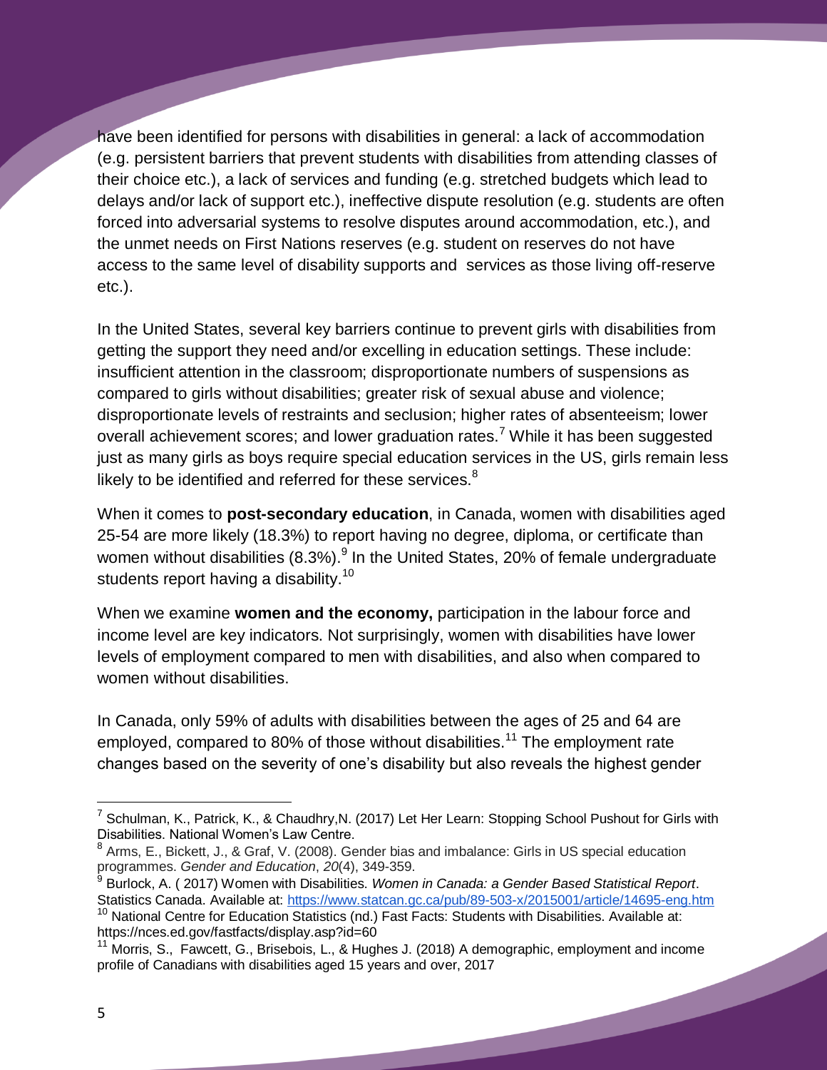have been identified for persons with disabilities in general: a lack of accommodation (e.g. persistent barriers that prevent students with disabilities from attending classes of their choice etc.), a lack of services and funding (e.g. stretched budgets which lead to delays and/or lack of support etc.), ineffective dispute resolution (e.g. students are often forced into adversarial systems to resolve disputes around accommodation, etc.), and the unmet needs on First Nations reserves (e.g. student on reserves do not have access to the same level of disability supports and services as those living off-reserve etc.).

In the United States, several key barriers continue to prevent girls with disabilities from getting the support they need and/or excelling in education settings. These include: insufficient attention in the classroom; disproportionate numbers of suspensions as compared to girls without disabilities; greater risk of sexual abuse and violence; disproportionate levels of restraints and seclusion; higher rates of absenteeism; lower overall achievement scores; and lower graduation rates.[7] While it has been suggested just as many girls as boys require special education services in the US, girls remain less likely to be identified and referred for these services.[8]

When it comes to **post-secondary education**, in Canada, women with disabilities aged 25-54 are more likely (18.3%) to report having no degree, diploma, or certificate than women without disabilities (8.3%).[9] In the United States, 20% of female undergraduate students report having a disability.[10]

When we examine **women and the economy,** participation in the labour force and income level are key indicators. Not surprisingly, women with disabilities have lower levels of employment compared to men with disabilities, and also when compared to women without disabilities.

In Canada, only 59% of adults with disabilities between the ages of 25 and 64 are employed, compared to 80% of those without disabilities.[11] The employment rate changes based on the severity of one's disability but also reveals the highest gender

---

[7] Schulman, K., Patrick, K., & Chaudhry,N. (2017) Let Her Learn: Stopping School Pushout for Girls with Disabilities. National Women's Law Centre.

[8] Arms, E., Bickett, J., & Graf, V. (2008). Gender bias and imbalance: Girls in US special education programmes. *Gender and Education*, *20*(4), 349-359.

[9] Burlock, A. ( 2017) Women with Disabilities. *Women in Canada: a Gender Based Statistical Report*. Statistics Canada. Available at: https://www.statcan.gc.ca/pub/89-503-x/2015001/article/14695-eng.htm

[10] National Centre for Education Statistics (nd.) Fast Facts: Students with Disabilities. Available at: https://nces.ed.gov/fastfacts/display.asp?id=60

[11] Morris, S., Fawcett, G., Brisebois, L., & Hughes J. (2018) A demographic, employment and income profile of Canadians with disabilities aged 15 years and over, 2017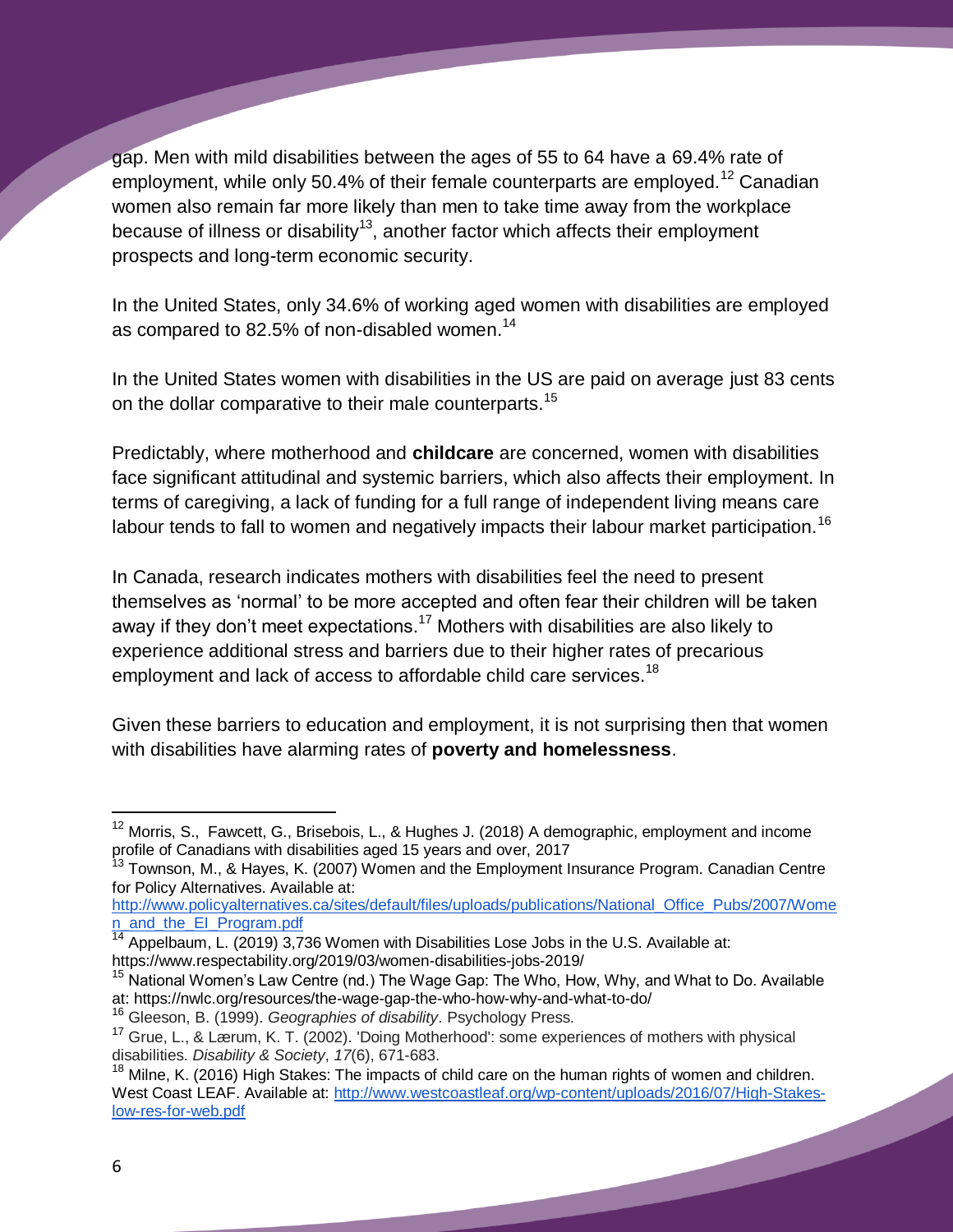gap. Men with mild disabilities between the ages of 55 to 64 have a 69.4% rate of employment, while only 50.4% of their female counterparts are employed.[12] Canadian women also remain far more likely than men to take time away from the workplace because of illness or disability[13], another factor which affects their employment prospects and long-term economic security.

In the United States, only 34.6% of working aged women with disabilities are employed as compared to 82.5% of non-disabled women.[14]

In the United States women with disabilities in the US are paid on average just 83 cents on the dollar comparative to their male counterparts.[15]

Predictably, where motherhood and **childcare** are concerned, women with disabilities face significant attitudinal and systemic barriers, which also affects their employment. In terms of caregiving, a lack of funding for a full range of independent living means care labour tends to fall to women and negatively impacts their labour market participation.[16]

In Canada, research indicates mothers with disabilities feel the need to present themselves as 'normal' to be more accepted and often fear their children will be taken away if they don't meet expectations.[17] Mothers with disabilities are also likely to experience additional stress and barriers due to their higher rates of precarious employment and lack of access to affordable child care services.[18]

Given these barriers to education and employment, it is not surprising then that women with disabilities have alarming rates of **poverty and homelessness**.

---

[12] Morris, S., Fawcett, G., Brisebois, L., & Hughes J. (2018) A demographic, employment and income profile of Canadians with disabilities aged 15 years and over, 2017

[13] Townson, M., & Hayes, K. (2007) Women and the Employment Insurance Program. Canadian Centre for Policy Alternatives. Available at: http://www.policyalternatives.ca/sites/default/files/uploads/publications/National_Office_Pubs/2007/Women_and_the_EI_Program.pdf

[14] Appelbaum, L. (2019) 3,736 Women with Disabilities Lose Jobs in the U.S. Available at: https://www.respectability.org/2019/03/women-disabilities-jobs-2019/

[15] National Women's Law Centre (nd.) The Wage Gap: The Who, How, Why, and What to Do. Available at: https://nwlc.org/resources/the-wage-gap-the-who-how-why-and-what-to-do/

[16] Gleeson, B. (1999). *Geographies of disability*. Psychology Press.

[17] Grue, L., & Lærum, K. T. (2002). 'Doing Motherhood': some experiences of mothers with physical disabilities. *Disability & Society*, *17*(6), 671-683.

[18] Milne, K. (2016) High Stakes: The impacts of child care on the human rights of women and children. West Coast LEAF. Available at: http://www.westcoastleaf.org/wp-content/uploads/2016/07/High-Stakes-low-res-for-web.pdf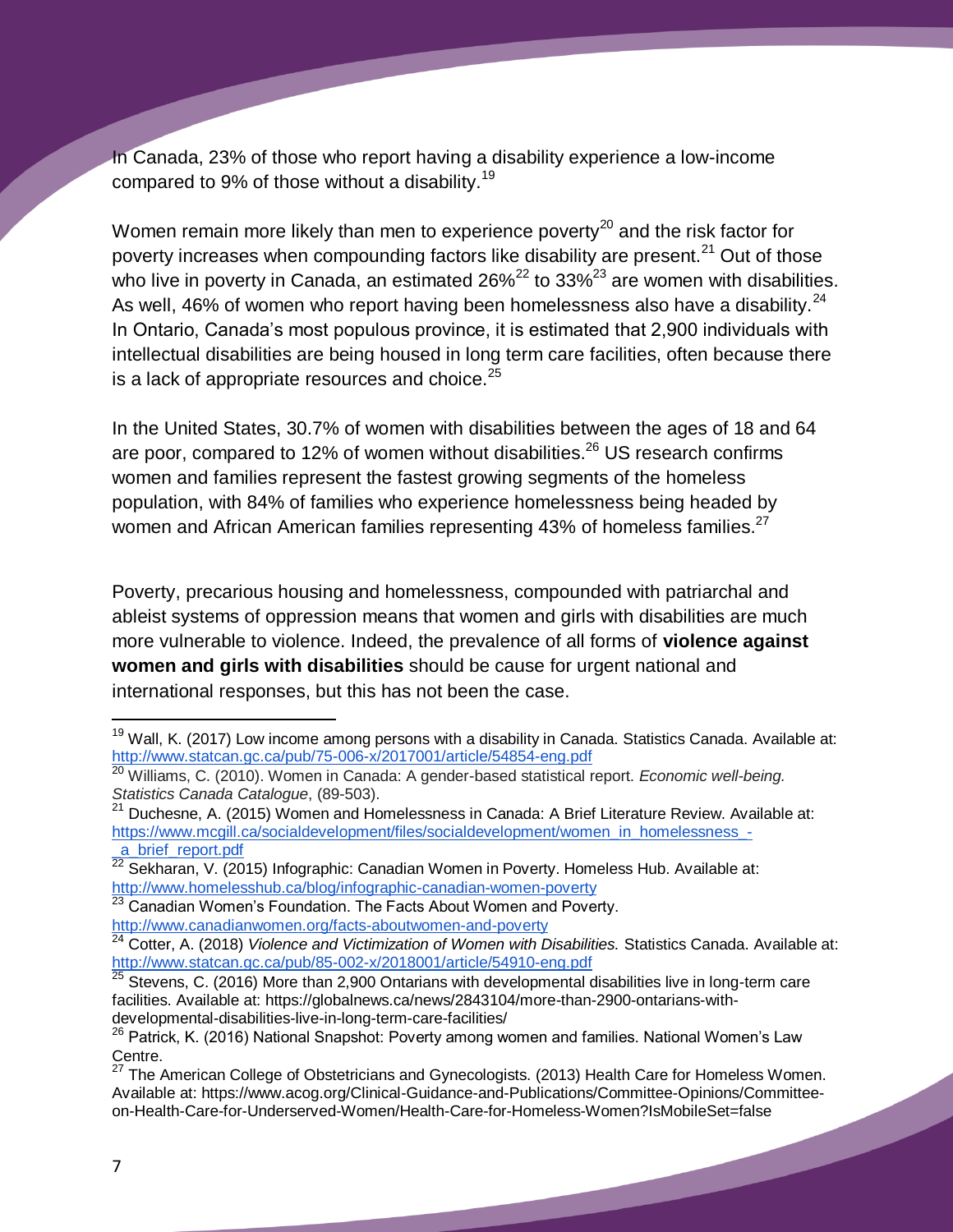In Canada, 23% of those who report having a disability experience a low-income compared to 9% of those without a disability.[19]

Women remain more likely than men to experience poverty[20] and the risk factor for poverty increases when compounding factors like disability are present.[21] Out of those who live in poverty in Canada, an estimated 26%[22] to 33%[23] are women with disabilities. As well, 46% of women who report having been homelessness also have a disability.[24] In Ontario, Canada's most populous province, it is estimated that 2,900 individuals with intellectual disabilities are being housed in long term care facilities, often because there is a lack of appropriate resources and choice.[25]

In the United States, 30.7% of women with disabilities between the ages of 18 and 64 are poor, compared to 12% of women without disabilities.[26] US research confirms women and families represent the fastest growing segments of the homeless population, with 84% of families who experience homelessness being headed by women and African American families representing 43% of homeless families.[27]

Poverty, precarious housing and homelessness, compounded with patriarchal and ableist systems of oppression means that women and girls with disabilities are much more vulnerable to violence. Indeed, the prevalence of all forms of **violence against women and girls with disabilities** should be cause for urgent national and international responses, but this has not been the case.

---

[19] Wall, K. (2017) Low income among persons with a disability in Canada. Statistics Canada. Available at: http://www.statcan.gc.ca/pub/75-006-x/2017001/article/54854-eng.pdf

[20] Williams, C. (2010). Women in Canada: A gender-based statistical report. *Economic well-being. Statistics Canada Catalogue*, (89-503).

[21] Duchesne, A. (2015) Women and Homelessness in Canada: A Brief Literature Review. Available at: https://www.mcgill.ca/socialdevelopment/files/socialdevelopment/women_in_homelessness_-_a_brief_report.pdf

[22] Sekharan, V. (2015) Infographic: Canadian Women in Poverty. Homeless Hub. Available at: http://www.homelesshub.ca/blog/infographic-canadian-women-poverty

[23] Canadian Women's Foundation. The Facts About Women and Poverty. http://www.canadianwomen.org/facts-aboutwomen-and-poverty

[24] Cotter, A. (2018) *Violence and Victimization of Women with Disabilities.* Statistics Canada. Available at: http://www.statcan.gc.ca/pub/85-002-x/2018001/article/54910-eng.pdf

[25] Stevens, C. (2016) More than 2,900 Ontarians with developmental disabilities live in long-term care facilities. Available at: https://globalnews.ca/news/2843104/more-than-2900-ontarians-with-developmental-disabilities-live-in-long-term-care-facilities/

[26] Patrick, K. (2016) National Snapshot: Poverty among women and families. National Women's Law Centre.

[27] The American College of Obstetricians and Gynecologists. (2013) Health Care for Homeless Women. Available at: https://www.acog.org/Clinical-Guidance-and-Publications/Committee-Opinions/Committee-on-Health-Care-for-Underserved-Women/Health-Care-for-Homeless-Women?IsMobileSet=false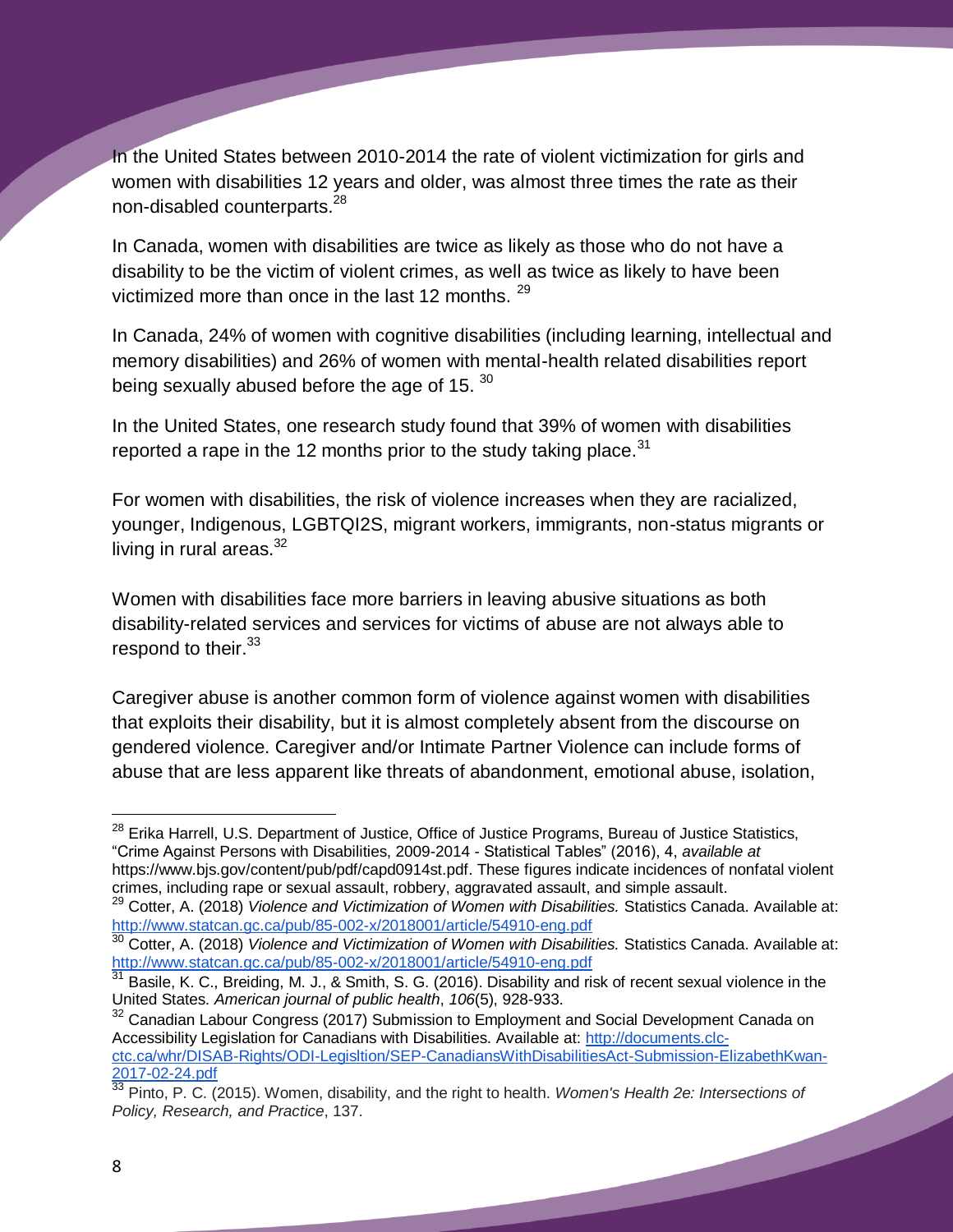In the United States between 2010-2014 the rate of violent victimization for girls and women with disabilities 12 years and older, was almost three times the rate as their non-disabled counterparts.[28]

In Canada, women with disabilities are twice as likely as those who do not have a disability to be the victim of violent crimes, as well as twice as likely to have been victimized more than once in the last 12 months. [29]

In Canada, 24% of women with cognitive disabilities (including learning, intellectual and memory disabilities) and 26% of women with mental-health related disabilities report being sexually abused before the age of 15. [30]

In the United States, one research study found that 39% of women with disabilities reported a rape in the 12 months prior to the study taking place.[31]

For women with disabilities, the risk of violence increases when they are racialized, younger, Indigenous, LGBTQI2S, migrant workers, immigrants, non-status migrants or living in rural areas.[32]

Women with disabilities face more barriers in leaving abusive situations as both disability-related services and services for victims of abuse are not always able to respond to their.[33]

Caregiver abuse is another common form of violence against women with disabilities that exploits their disability, but it is almost completely absent from the discourse on gendered violence. Caregiver and/or Intimate Partner Violence can include forms of abuse that are less apparent like threats of abandonment, emotional abuse, isolation,

---

[28] Erika Harrell, U.S. Department of Justice, Office of Justice Programs, Bureau of Justice Statistics, "Crime Against Persons with Disabilities, 2009-2014 - Statistical Tables" (2016), 4, *available at* https://www.bjs.gov/content/pub/pdf/capd0914st.pdf. These figures indicate incidences of nonfatal violent crimes, including rape or sexual assault, robbery, aggravated assault, and simple assault.

[29] Cotter, A. (2018) *Violence and Victimization of Women with Disabilities.* Statistics Canada. Available at: http://www.statcan.gc.ca/pub/85-002-x/2018001/article/54910-eng.pdf

[30] Cotter, A. (2018) *Violence and Victimization of Women with Disabilities.* Statistics Canada. Available at: http://www.statcan.gc.ca/pub/85-002-x/2018001/article/54910-eng.pdf

[31] Basile, K. C., Breiding, M. J., & Smith, S. G. (2016). Disability and risk of recent sexual violence in the United States. *American journal of public health*, *106*(5), 928-933.

[32] Canadian Labour Congress (2017) Submission to Employment and Social Development Canada on Accessibility Legislation for Canadians with Disabilities. Available at: http://documents.clc-ctc.ca/whr/DISAB-Rights/ODI-Legisltion/SEP-CanadiansWithDisabilitiesAct-Submission-ElizabethKwan-2017-02-24.pdf

[33] Pinto, P. C. (2015). Women, disability, and the right to health. *Women's Health 2e: Intersections of Policy, Research, and Practice*, 137.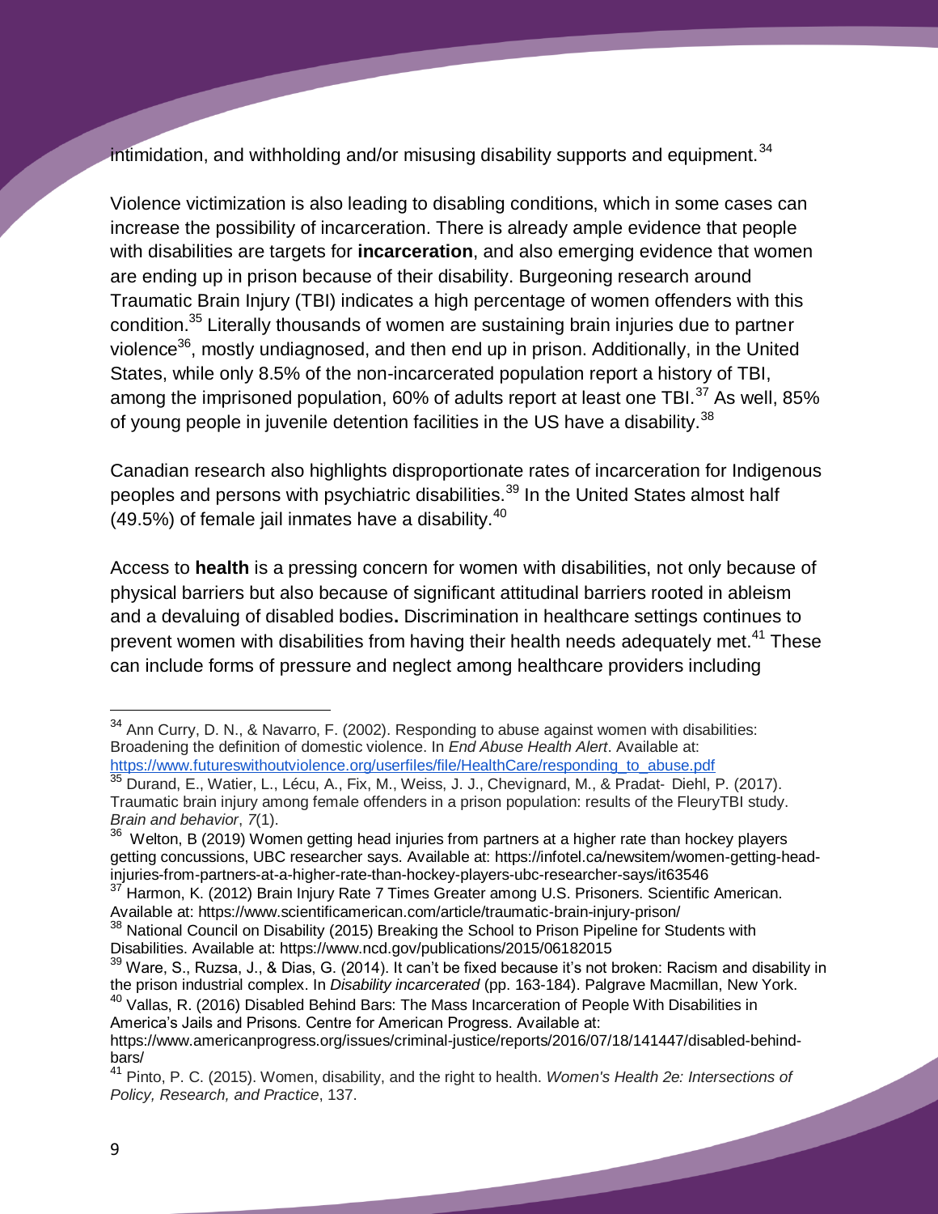intimidation, and withholding and/or misusing disability supports and equipment.[34]

Violence victimization is also leading to disabling conditions, which in some cases can increase the possibility of incarceration. There is already ample evidence that people with disabilities are targets for **incarceration**, and also emerging evidence that women are ending up in prison because of their disability. Burgeoning research around Traumatic Brain Injury (TBI) indicates a high percentage of women offenders with this condition.[35] Literally thousands of women are sustaining brain injuries due to partner violence[36], mostly undiagnosed, and then end up in prison. Additionally, in the United States, while only 8.5% of the non-incarcerated population report a history of TBI, among the imprisoned population, 60% of adults report at least one TBI.[37] As well, 85% of young people in juvenile detention facilities in the US have a disability.[38]

Canadian research also highlights disproportionate rates of incarceration for Indigenous peoples and persons with psychiatric disabilities.[39] In the United States almost half (49.5%) of female jail inmates have a disability.[40]

Access to **health** is a pressing concern for women with disabilities, not only because of physical barriers but also because of significant attitudinal barriers rooted in ableism and a devaluing of disabled bodies**.** Discrimination in healthcare settings continues to prevent women with disabilities from having their health needs adequately met.[41] These can include forms of pressure and neglect among healthcare providers including

---

[34] Ann Curry, D. N., & Navarro, F. (2002). Responding to abuse against women with disabilities: Broadening the definition of domestic violence. In *End Abuse Health Alert*. Available at: https://www.futureswithoutviolence.org/userfiles/file/HealthCare/responding_to_abuse.pdf

[35] Durand, E., Watier, L., Lécu, A., Fix, M., Weiss, J. J., Chevignard, M., & Pradat- Diehl, P. (2017). Traumatic brain injury among female offenders in a prison population: results of the FleuryTBI study. *Brain and behavior*, *7*(1).

[36] Welton, B (2019) Women getting head injuries from partners at a higher rate than hockey players getting concussions, UBC researcher says. Available at: https://infotel.ca/newsitem/women-getting-head-injuries-from-partners-at-a-higher-rate-than-hockey-players-ubc-researcher-says/it63546

[37] Harmon, K. (2012) Brain Injury Rate 7 Times Greater among U.S. Prisoners. Scientific American. Available at: https://www.scientificamerican.com/article/traumatic-brain-injury-prison/

[38] National Council on Disability (2015) Breaking the School to Prison Pipeline for Students with Disabilities. Available at: https://www.ncd.gov/publications/2015/06182015

[39] Ware, S., Ruzsa, J., & Dias, G. (2014). It can't be fixed because it's not broken: Racism and disability in the prison industrial complex. In *Disability incarcerated* (pp. 163-184). Palgrave Macmillan, New York.

[40] Vallas, R. (2016) Disabled Behind Bars: The Mass Incarceration of People With Disabilities in America's Jails and Prisons. Centre for American Progress. Available at: https://www.americanprogress.org/issues/criminal-justice/reports/2016/07/18/141447/disabled-behind-bars/

[41] Pinto, P. C. (2015). Women, disability, and the right to health. *Women's Health 2e: Intersections of Policy, Research, and Practice*, 137.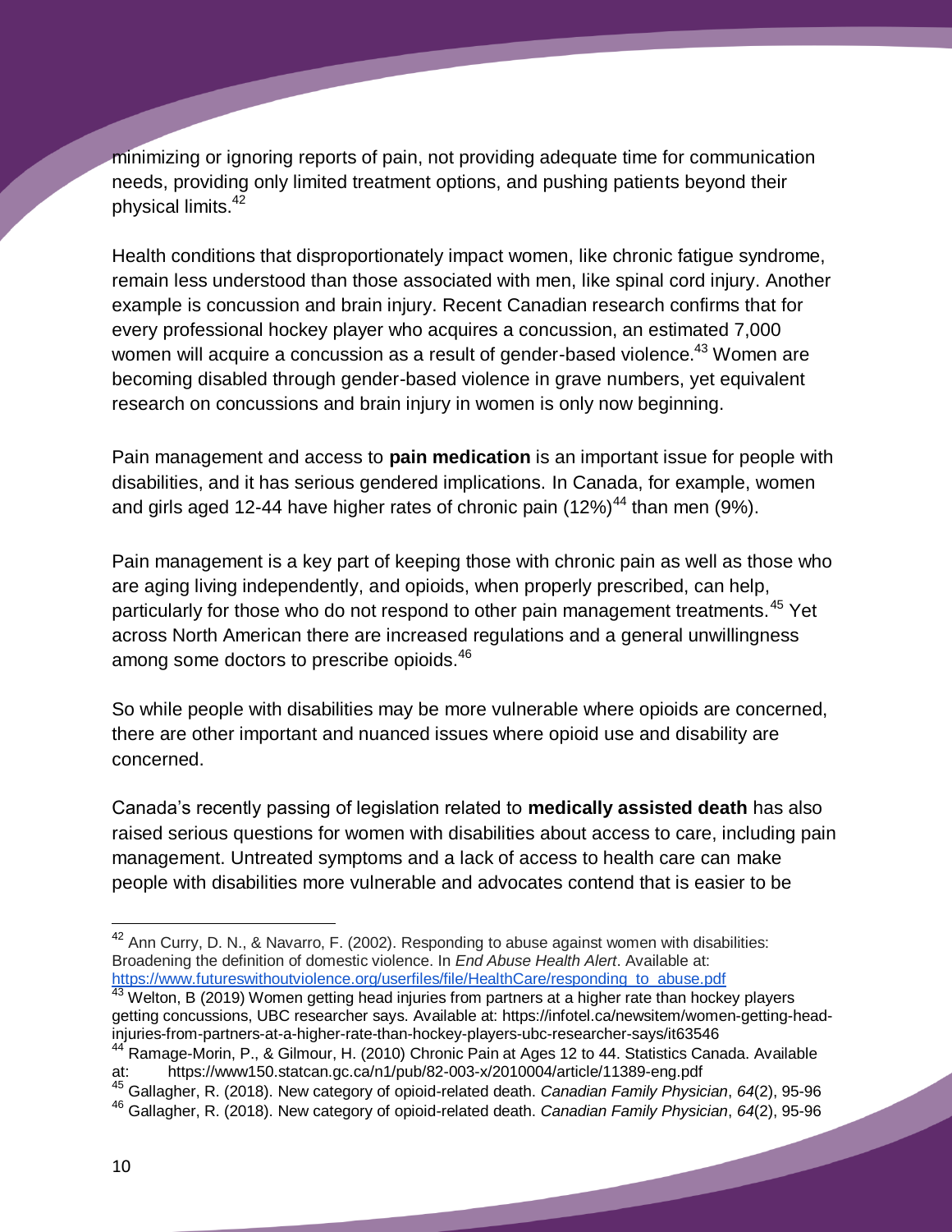minimizing or ignoring reports of pain, not providing adequate time for communication needs, providing only limited treatment options, and pushing patients beyond their physical limits.[42]

Health conditions that disproportionately impact women, like chronic fatigue syndrome, remain less understood than those associated with men, like spinal cord injury. Another example is concussion and brain injury. Recent Canadian research confirms that for every professional hockey player who acquires a concussion, an estimated 7,000 women will acquire a concussion as a result of gender-based violence.[43] Women are becoming disabled through gender-based violence in grave numbers, yet equivalent research on concussions and brain injury in women is only now beginning.

Pain management and access to **pain medication** is an important issue for people with disabilities, and it has serious gendered implications. In Canada, for example, women and girls aged 12-44 have higher rates of chronic pain (12%)[44] than men (9%).

Pain management is a key part of keeping those with chronic pain as well as those who are aging living independently, and opioids, when properly prescribed, can help, particularly for those who do not respond to other pain management treatments.[45] Yet across North American there are increased regulations and a general unwillingness among some doctors to prescribe opioids.[46]

So while people with disabilities may be more vulnerable where opioids are concerned, there are other important and nuanced issues where opioid use and disability are concerned.

Canada's recently passing of legislation related to **medically assisted death** has also raised serious questions for women with disabilities about access to care, including pain management. Untreated symptoms and a lack of access to health care can make people with disabilities more vulnerable and advocates contend that is easier to be

---

[42] Ann Curry, D. N., & Navarro, F. (2002). Responding to abuse against women with disabilities: Broadening the definition of domestic violence. In *End Abuse Health Alert*. Available at: https://www.futureswithoutviolence.org/userfiles/file/HealthCare/responding_to_abuse.pdf

[43] Welton, B (2019) Women getting head injuries from partners at a higher rate than hockey players getting concussions, UBC researcher says. Available at: https://infotel.ca/newsitem/women-getting-head-injuries-from-partners-at-a-higher-rate-than-hockey-players-ubc-researcher-says/it63546

[44] Ramage-Morin, P., & Gilmour, H. (2010) Chronic Pain at Ages 12 to 44. Statistics Canada. Available at: https://www150.statcan.gc.ca/n1/pub/82-003-x/2010004/article/11389-eng.pdf

[45] Gallagher, R. (2018). New category of opioid-related death. *Canadian Family Physician*, *64*(2), 95-96

[46] Gallagher, R. (2018). New category of opioid-related death. *Canadian Family Physician*, *64*(2), 95-96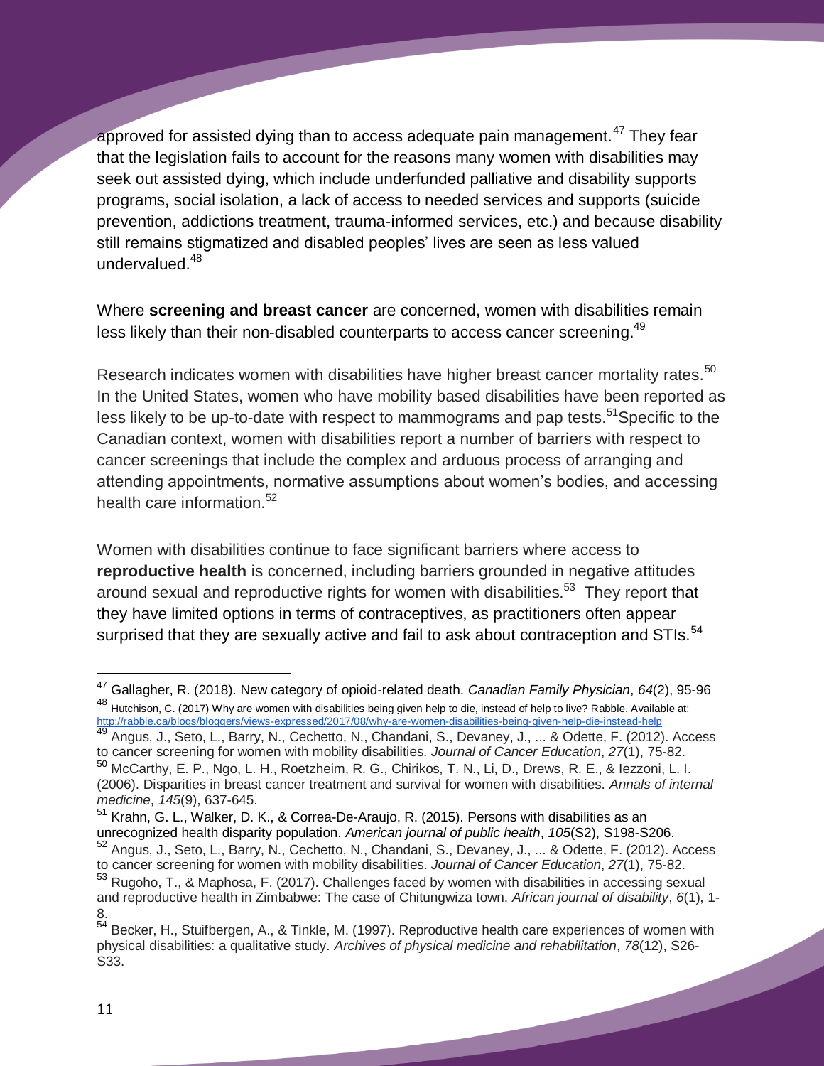approved for assisted dying than to access adequate pain management.[47] They fear that the legislation fails to account for the reasons many women with disabilities may seek out assisted dying, which include underfunded palliative and disability supports programs, social isolation, a lack of access to needed services and supports (suicide prevention, addictions treatment, trauma-informed services, etc.) and because disability still remains stigmatized and disabled peoples' lives are seen as less valued undervalued.[48]

Where **screening and breast cancer** are concerned, women with disabilities remain less likely than their non-disabled counterparts to access cancer screening.[49]

Research indicates women with disabilities have higher breast cancer mortality rates.[50] In the United States, women who have mobility based disabilities have been reported as less likely to be up-to-date with respect to mammograms and pap tests.[51]Specific to the Canadian context, women with disabilities report a number of barriers with respect to cancer screenings that include the complex and arduous process of arranging and attending appointments, normative assumptions about women's bodies, and accessing health care information.[52]

Women with disabilities continue to face significant barriers where access to **reproductive health** is concerned, including barriers grounded in negative attitudes around sexual and reproductive rights for women with disabilities.[53] They report that they have limited options in terms of contraceptives, as practitioners often appear surprised that they are sexually active and fail to ask about contraception and STIs.[54]

---

[47] Gallagher, R. (2018). New category of opioid-related death. *Canadian Family Physician*, *64*(2), 95-96

[48] Hutchison, C. (2017) Why are women with disabilities being given help to die, instead of help to live? Rabble. Available at: http://rabble.ca/blogs/bloggers/views-expressed/2017/08/why-are-women-disabilities-being-given-help-die-instead-help

[49] Angus, J., Seto, L., Barry, N., Cechetto, N., Chandani, S., Devaney, J., ... & Odette, F. (2012). Access to cancer screening for women with mobility disabilities. *Journal of Cancer Education*, *27*(1), 75-82.

[50] McCarthy, E. P., Ngo, L. H., Roetzheim, R. G., Chirikos, T. N., Li, D., Drews, R. E., & Iezzoni, L. I. (2006). Disparities in breast cancer treatment and survival for women with disabilities. *Annals of internal medicine*, *145*(9), 637-645.

[51] Krahn, G. L., Walker, D. K., & Correa-De-Araujo, R. (2015). Persons with disabilities as an unrecognized health disparity population. *American journal of public health*, *105*(S2), S198-S206.

[52] Angus, J., Seto, L., Barry, N., Cechetto, N., Chandani, S., Devaney, J., ... & Odette, F. (2012). Access to cancer screening for women with mobility disabilities. *Journal of Cancer Education*, *27*(1), 75-82.

[53] Rugoho, T., & Maphosa, F. (2017). Challenges faced by women with disabilities in accessing sexual and reproductive health in Zimbabwe: The case of Chitungwiza town. *African journal of disability*, *6*(1), 1-8.

[54] Becker, H., Stuifbergen, A., & Tinkle, M. (1997). Reproductive health care experiences of women with physical disabilities: a qualitative study. *Archives of physical medicine and rehabilitation*, *78*(12), S26-S33.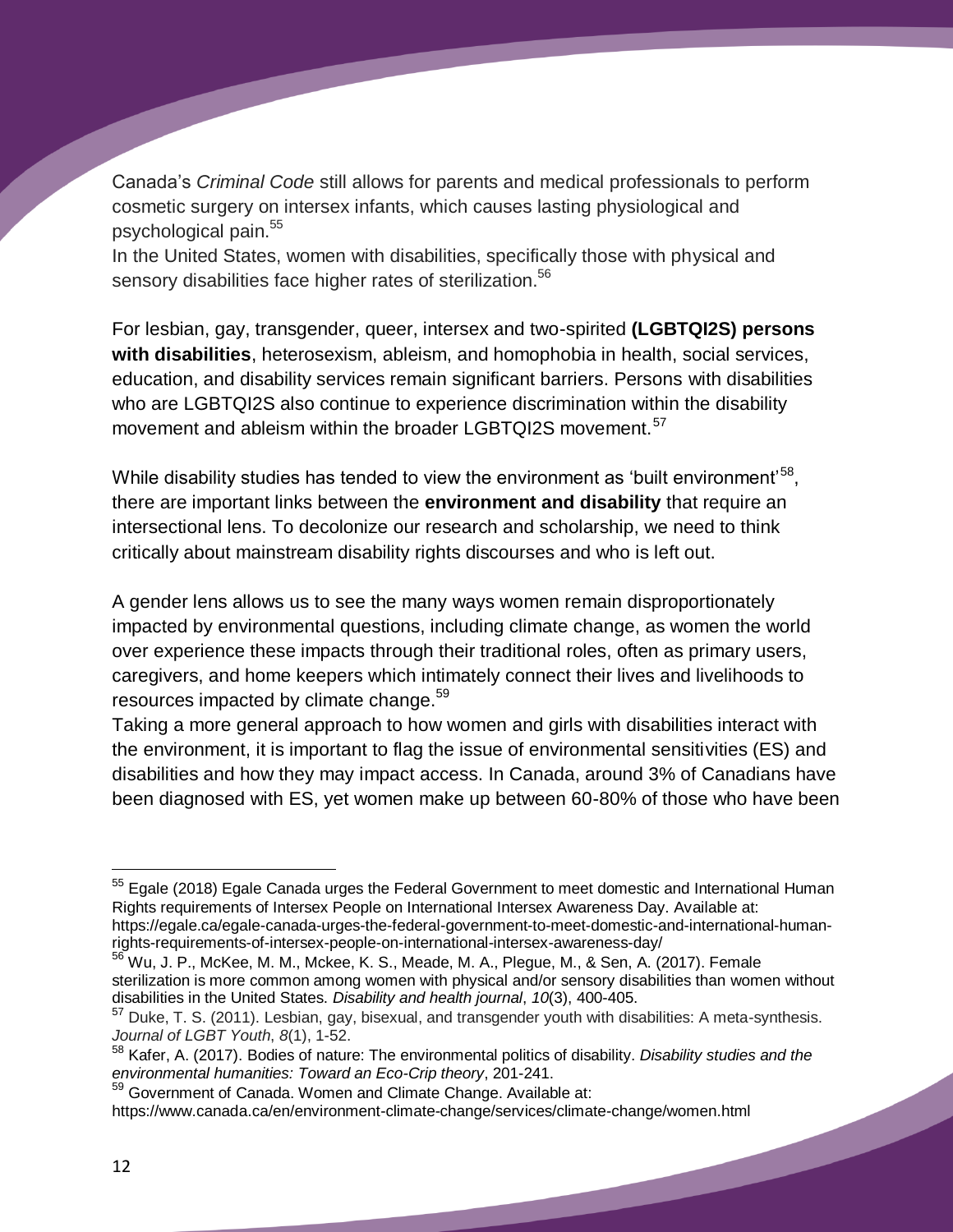Canada's *Criminal Code* still allows for parents and medical professionals to perform cosmetic surgery on intersex infants, which causes lasting physiological and psychological pain.[55]

In the United States, women with disabilities, specifically those with physical and sensory disabilities face higher rates of sterilization.[56]

For lesbian, gay, transgender, queer, intersex and two-spirited **(LGBTQI2S) persons with disabilities**, heterosexism, ableism, and homophobia in health, social services, education, and disability services remain significant barriers. Persons with disabilities who are LGBTQI2S also continue to experience discrimination within the disability movement and ableism within the broader LGBTQI2S movement.[57]

While disability studies has tended to view the environment as 'built environment'[58], there are important links between the **environment and disability** that require an intersectional lens. To decolonize our research and scholarship, we need to think critically about mainstream disability rights discourses and who is left out.

A gender lens allows us to see the many ways women remain disproportionately impacted by environmental questions, including climate change, as women the world over experience these impacts through their traditional roles, often as primary users, caregivers, and home keepers which intimately connect their lives and livelihoods to resources impacted by climate change.[59]

Taking a more general approach to how women and girls with disabilities interact with the environment, it is important to flag the issue of environmental sensitivities (ES) and disabilities and how they may impact access. In Canada, around 3% of Canadians have been diagnosed with ES, yet women make up between 60-80% of those who have been

---

[55] Egale (2018) Egale Canada urges the Federal Government to meet domestic and International Human Rights requirements of Intersex People on International Intersex Awareness Day. Available at: https://egale.ca/egale-canada-urges-the-federal-government-to-meet-domestic-and-international-human-rights-requirements-of-intersex-people-on-international-intersex-awareness-day/

[56] Wu, J. P., McKee, M. M., Mckee, K. S., Meade, M. A., Plegue, M., & Sen, A. (2017). Female sterilization is more common among women with physical and/or sensory disabilities than women without disabilities in the United States. *Disability and health journal*, *10*(3), 400-405.

[57] Duke, T. S. (2011). Lesbian, gay, bisexual, and transgender youth with disabilities: A meta-synthesis. *Journal of LGBT Youth*, *8*(1), 1-52.

[58] Kafer, A. (2017). Bodies of nature: The environmental politics of disability. *Disability studies and the environmental humanities: Toward an Eco-Crip theory*, 201-241.

[59] Government of Canada. Women and Climate Change. Available at: https://www.canada.ca/en/environment-climate-change/services/climate-change/women.html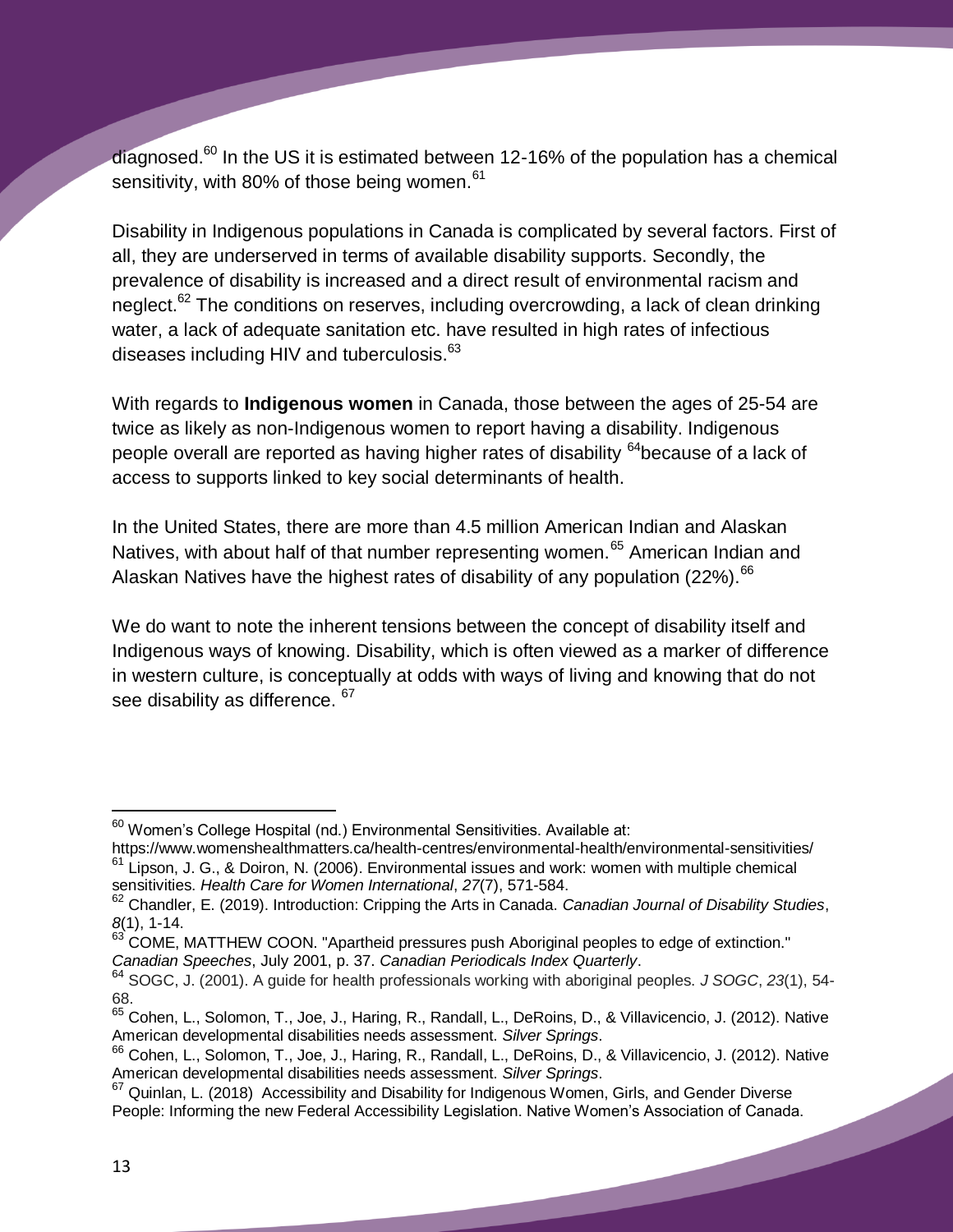diagnosed.[60] In the US it is estimated between 12-16% of the population has a chemical sensitivity, with 80% of those being women.[61]

Disability in Indigenous populations in Canada is complicated by several factors. First of all, they are underserved in terms of available disability supports. Secondly, the prevalence of disability is increased and a direct result of environmental racism and neglect.[62] The conditions on reserves, including overcrowding, a lack of clean drinking water, a lack of adequate sanitation etc. have resulted in high rates of infectious diseases including HIV and tuberculosis.[63]

With regards to **Indigenous women** in Canada, those between the ages of 25-54 are twice as likely as non-Indigenous women to report having a disability. Indigenous people overall are reported as having higher rates of disability [64]because of a lack of access to supports linked to key social determinants of health.

In the United States, there are more than 4.5 million American Indian and Alaskan Natives, with about half of that number representing women.[65] American Indian and Alaskan Natives have the highest rates of disability of any population (22%).[66]

We do want to note the inherent tensions between the concept of disability itself and Indigenous ways of knowing. Disability, which is often viewed as a marker of difference in western culture, is conceptually at odds with ways of living and knowing that do not see disability as difference. [67]

---

[60] Women's College Hospital (nd.) Environmental Sensitivities. Available at: https://www.womenshealthmatters.ca/health-centres/environmental-health/environmental-sensitivities/

[61] Lipson, J. G., & Doiron, N. (2006). Environmental issues and work: women with multiple chemical sensitivities. *Health Care for Women International*, *27*(7), 571-584.

[62] Chandler, E. (2019). Introduction: Cripping the Arts in Canada. *Canadian Journal of Disability Studies*, *8*(1), 1-14.

[63] COME, MATTHEW COON. "Apartheid pressures push Aboriginal peoples to edge of extinction." *Canadian Speeches*, July 2001, p. 37. *Canadian Periodicals Index Quarterly*.

[64] SOGC, J. (2001). A guide for health professionals working with aboriginal peoples. *J SOGC*, *23*(1), 54-68.

[65] Cohen, L., Solomon, T., Joe, J., Haring, R., Randall, L., DeRoins, D., & Villavicencio, J. (2012). Native American developmental disabilities needs assessment. *Silver Springs*.

[66] Cohen, L., Solomon, T., Joe, J., Haring, R., Randall, L., DeRoins, D., & Villavicencio, J. (2012). Native American developmental disabilities needs assessment. *Silver Springs*.

[67] Quinlan, L. (2018) Accessibility and Disability for Indigenous Women, Girls, and Gender Diverse People: Informing the new Federal Accessibility Legislation. Native Women's Association of Canada.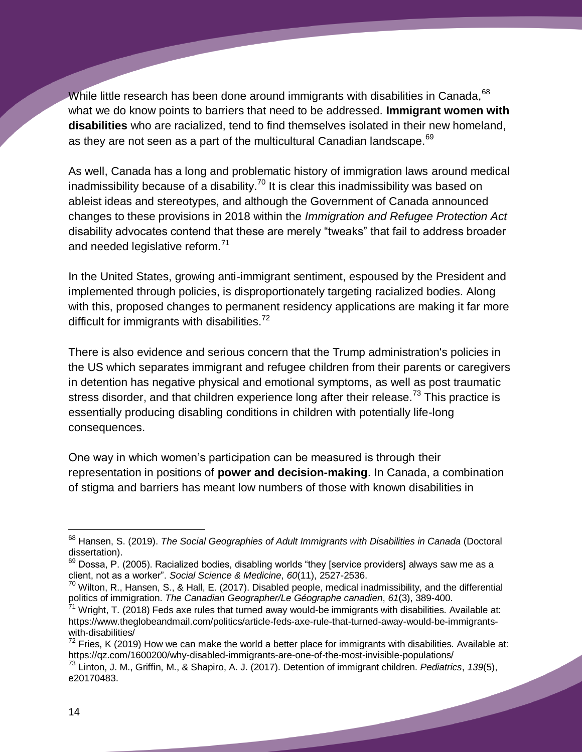While little research has been done around immigrants with disabilities in Canada,[68] what we do know points to barriers that need to be addressed. **Immigrant women with disabilities** who are racialized, tend to find themselves isolated in their new homeland, as they are not seen as a part of the multicultural Canadian landscape.[69]

As well, Canada has a long and problematic history of immigration laws around medical inadmissibility because of a disability.[70] It is clear this inadmissibility was based on ableist ideas and stereotypes, and although the Government of Canada announced changes to these provisions in 2018 within the *Immigration and Refugee Protection Act* disability advocates contend that these are merely "tweaks" that fail to address broader and needed legislative reform.[71]

In the United States, growing anti-immigrant sentiment, espoused by the President and implemented through policies, is disproportionately targeting racialized bodies. Along with this, proposed changes to permanent residency applications are making it far more difficult for immigrants with disabilities.[72]

There is also evidence and serious concern that the Trump administration's policies in the US which separates immigrant and refugee children from their parents or caregivers in detention has negative physical and emotional symptoms, as well as post traumatic stress disorder, and that children experience long after their release.[73] This practice is essentially producing disabling conditions in children with potentially life-long consequences.

One way in which women's participation can be measured is through their representation in positions of **power and decision-making**. In Canada, a combination of stigma and barriers has meant low numbers of those with known disabilities in

---

[68] Hansen, S. (2019). *The Social Geographies of Adult Immigrants with Disabilities in Canada* (Doctoral dissertation).

[69] Dossa, P. (2005). Racialized bodies, disabling worlds "they [service providers] always saw me as a client, not as a worker". *Social Science & Medicine*, *60*(11), 2527-2536.

[70] Wilton, R., Hansen, S., & Hall, E. (2017). Disabled people, medical inadmissibility, and the differential politics of immigration. *The Canadian Geographer/Le Géographe canadien*, *61*(3), 389-400.

[71] Wright, T. (2018) Feds axe rules that turned away would-be immigrants with disabilities. Available at: https://www.theglobeandmail.com/politics/article-feds-axe-rule-that-turned-away-would-be-immigrants-with-disabilities/

[72] Fries, K (2019) How we can make the world a better place for immigrants with disabilities. Available at: https://qz.com/1600200/why-disabled-immigrants-are-one-of-the-most-invisible-populations/

[73] Linton, J. M., Griffin, M., & Shapiro, A. J. (2017). Detention of immigrant children. *Pediatrics*, *139*(5), e20170483.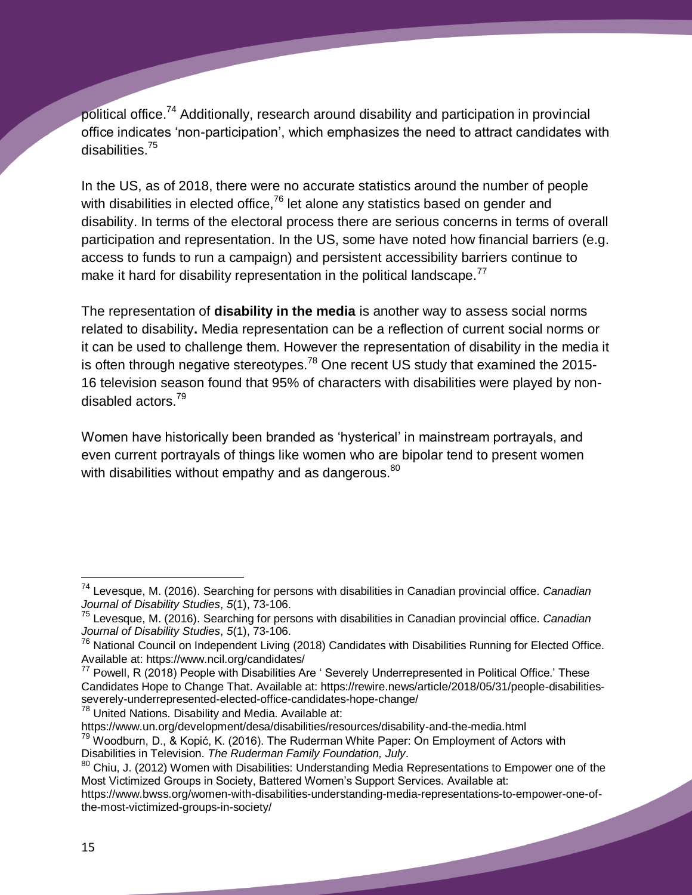political office.[74] Additionally, research around disability and participation in provincial office indicates 'non-participation', which emphasizes the need to attract candidates with disabilities.[75]

In the US, as of 2018, there were no accurate statistics around the number of people with disabilities in elected office,[76] let alone any statistics based on gender and disability. In terms of the electoral process there are serious concerns in terms of overall participation and representation. In the US, some have noted how financial barriers (e.g. access to funds to run a campaign) and persistent accessibility barriers continue to make it hard for disability representation in the political landscape.[77]

The representation of **disability in the media** is another way to assess social norms related to disability**.** Media representation can be a reflection of current social norms or it can be used to challenge them. However the representation of disability in the media it is often through negative stereotypes.[78] One recent US study that examined the 2015-16 television season found that 95% of characters with disabilities were played by non-disabled actors.[79]

Women have historically been branded as 'hysterical' in mainstream portrayals, and even current portrayals of things like women who are bipolar tend to present women with disabilities without empathy and as dangerous.[80]

---

[74] Levesque, M. (2016). Searching for persons with disabilities in Canadian provincial office. *Canadian Journal of Disability Studies*, *5*(1), 73-106.

[75] Levesque, M. (2016). Searching for persons with disabilities in Canadian provincial office. *Canadian Journal of Disability Studies*, *5*(1), 73-106.

[76] National Council on Independent Living (2018) Candidates with Disabilities Running for Elected Office. Available at: https://www.ncil.org/candidates/

[77] Powell, R (2018) People with Disabilities Are ' Severely Underrepresented in Political Office.' These Candidates Hope to Change That. Available at: https://rewire.news/article/2018/05/31/people-disabilities-severely-underrepresented-elected-office-candidates-hope-change/

[78] United Nations. Disability and Media. Available at: https://www.un.org/development/desa/disabilities/resources/disability-and-the-media.html

[79] Woodburn, D., & Kopić, K. (2016). The Ruderman White Paper: On Employment of Actors with Disabilities in Television. *The Ruderman Family Foundation, July*.

[80] Chiu, J. (2012) Women with Disabilities: Understanding Media Representations to Empower one of the Most Victimized Groups in Society, Battered Women's Support Services. Available at: https://www.bwss.org/women-with-disabilities-understanding-media-representations-to-empower-one-of-the-most-victimized-groups-in-society/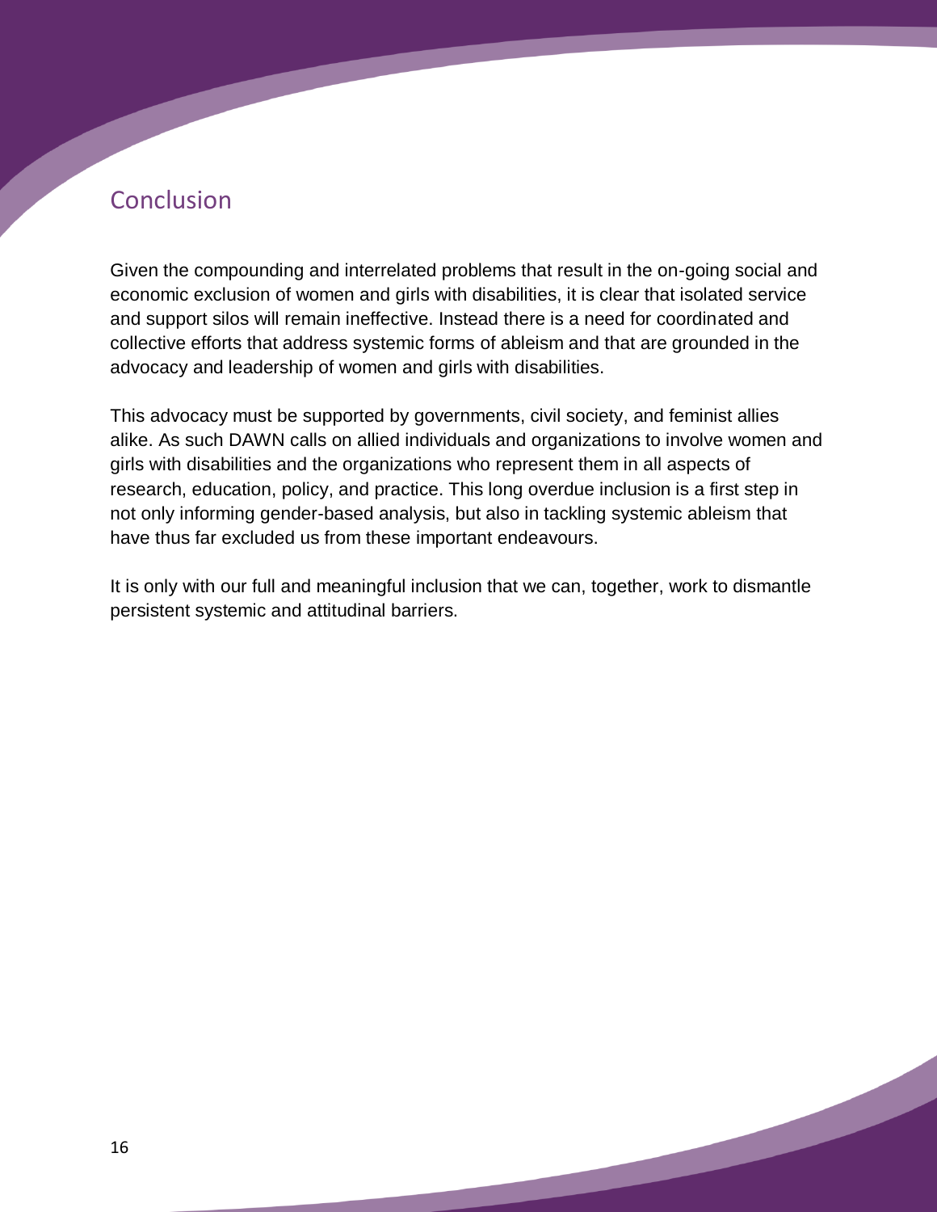## Conclusion

Given the compounding and interrelated problems that result in the on-going social and economic exclusion of women and girls with disabilities, it is clear that isolated service and support silos will remain ineffective. Instead there is a need for coordinated and collective efforts that address systemic forms of ableism and that are grounded in the advocacy and leadership of women and girls with disabilities.

This advocacy must be supported by governments, civil society, and feminist allies alike. As such DAWN calls on allied individuals and organizations to involve women and girls with disabilities and the organizations who represent them in all aspects of research, education, policy, and practice. This long overdue inclusion is a first step in not only informing gender-based analysis, but also in tackling systemic ableism that have thus far excluded us from these important endeavours.

It is only with our full and meaningful inclusion that we can, together, work to dismantle persistent systemic and attitudinal barriers.